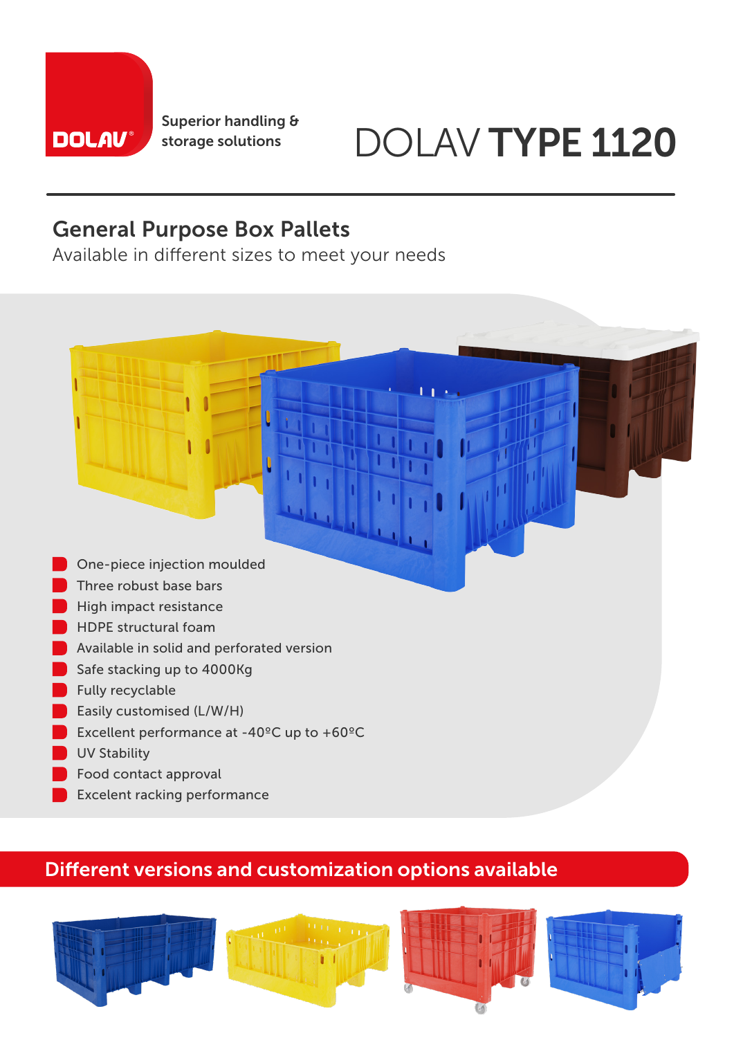DOLAV®

Superior handling & storage solutions

# DOLAV **TYPE 1120**

## General Purpose Box Pallets

Available in different sizes to meet your needs

- One-piece injection moulded
- Three robust base bars
- High impact resistance
- HDPE structural foam
- Available in solid and perforated version
- Safe stacking up to 4000Kg
- Fully recyclable
- Easily customised (L/W/H)
- Excellent performance at -40ºC up to +60ºC
- UV Stability
- Food contact approval
- Excelent racking performance

## Different versions and customization options available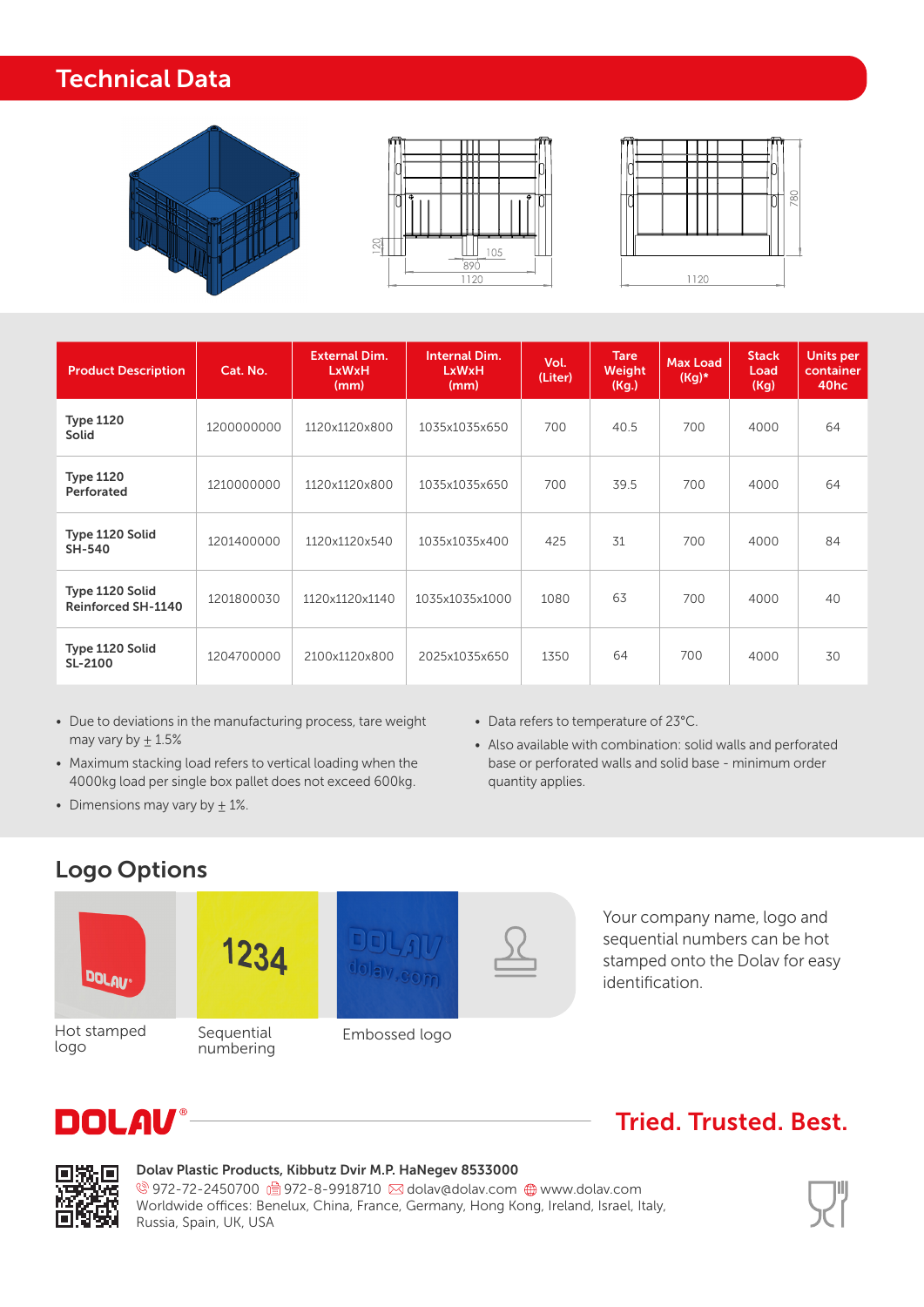## Technical Data

120
105
890
1120

1120
780

| Product Description | Cat. No. | External Dim. LxWxH (mm) | Internal Dim. LxWxH (mm) | Vol. (Liter) | Tare Weight (Kg.) | Max Load (Kg)* | Stack Load (Kg) | Units per container 40hc |
|---|---|---|---|---|---|---|---|---|
| **Type 1120 Solid** | 1200000000 | 1120x1120x800 | 1035x1035x650 | 700 | 40.5 | 700 | 4000 | 64 |
| **Type 1120 Perforated** | 1210000000 | 1120x1120x800 | 1035x1035x650 | 700 | 39.5 | 700 | 4000 | 64 |
| **Type 1120 Solid SH-540** | 1201400000 | 1120x1120x540 | 1035x1035x400 | 425 | 31 | 700 | 4000 | 84 |
| **Type 1120 Solid Reinforced SH-1140** | 1201800030 | 1120x1120x1140 | 1035x1035x1000 | 1080 | 63 | 700 | 4000 | 40 |
| **Type 1120 Solid SL-2100** | 1204700000 | 2100x1120x800 | 2025x1035x650 | 1350 | 64 | 700 | 4000 | 30 |

- Due to deviations in the manufacturing process, tare weight may vary by ± 1.5%
- Maximum stacking load refers to vertical loading when the 4000kg load per single box pallet does not exceed 600kg.
- Dimensions may vary by ± 1%.
- Data refers to temperature of 23°C.
- Also available with combination: solid walls and perforated base or perforated walls and solid base - minimum order quantity applies.

## Logo Options

Hot stamped logo

Sequential numbering

Embossed logo

Your company name, logo and sequential numbers can be hot stamped onto the Dolav for easy identification.

**DOLAV®**

**Tried. Trusted. Best.**

**Dolav Plastic Products, Kibbutz Dvir M.P. HaNegev 8533000**
972-72-2450700 972-8-9918710 dolav@dolav.com www.dolav.com
Worldwide offices: Benelux, China, France, Germany, Hong Kong, Ireland, Israel, Italy, Russia, Spain, UK, USA